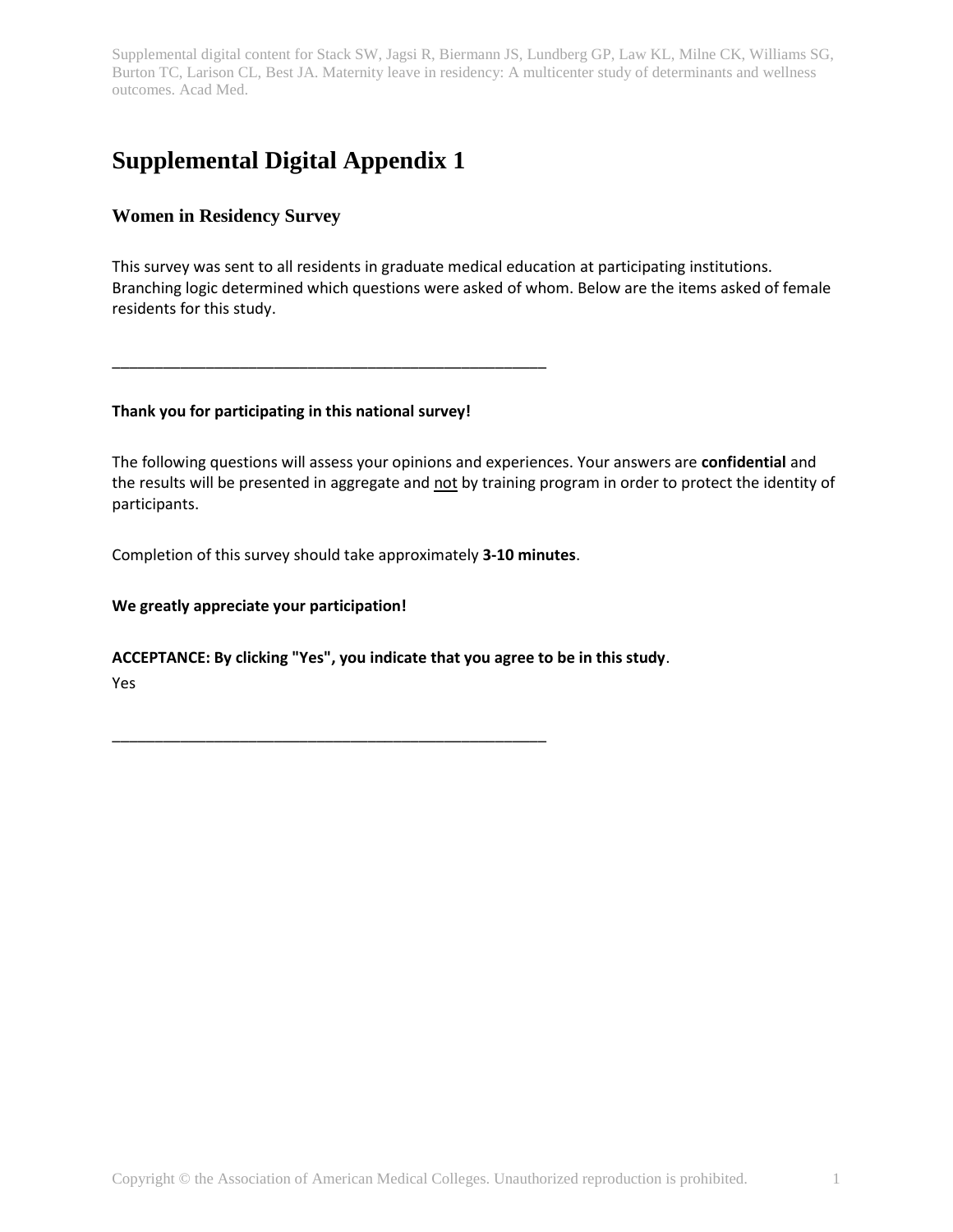# Supplemental Digital Appendix 1

### Women in Residency Survey

This survey was sent to all residents in graduate medical education at participating institutions. Branching logic determined which questions were asked of whom. Below are the items asked of female residents for this study.

---

**Thank you for participating in this national survey!**

The following questions will assess your opinions and experiences. Your answers are **confidential** and the results will be presented in aggregate and not by training program in order to protect the identity of participants.

Completion of this survey should take approximately **3-10 minutes**.

**We greatly appreciate your participation!**

**ACCEPTANCE: By clicking "Yes", you indicate that you agree to be in this study**.

Yes

---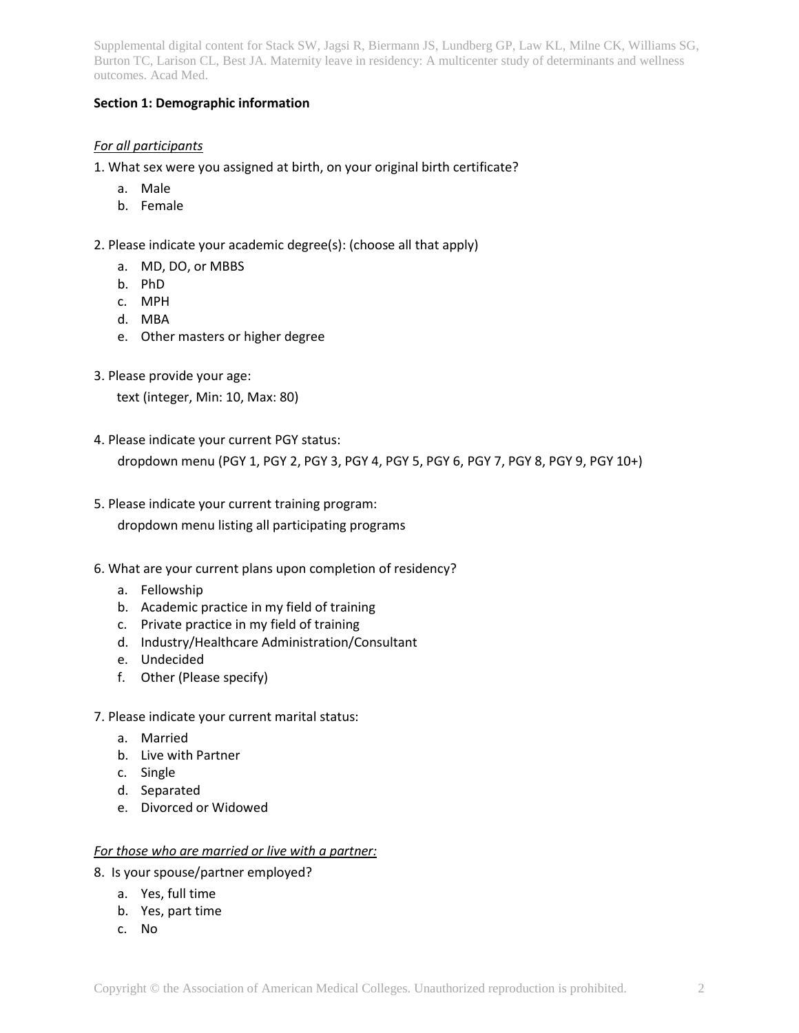**Section 1: Demographic information**

*For all participants*

1. What sex were you assigned at birth, on your original birth certificate?
   a. Male
   b. Female

2. Please indicate your academic degree(s): (choose all that apply)
   a. MD, DO, or MBBS
   b. PhD
   c. MPH
   d. MBA
   e. Other masters or higher degree

3. Please provide your age:

   text (integer, Min: 10, Max: 80)

4. Please indicate your current PGY status:

   dropdown menu (PGY 1, PGY 2, PGY 3, PGY 4, PGY 5, PGY 6, PGY 7, PGY 8, PGY 9, PGY 10+)

5. Please indicate your current training program:

   dropdown menu listing all participating programs

6. What are your current plans upon completion of residency?
   a. Fellowship
   b. Academic practice in my field of training
   c. Private practice in my field of training
   d. Industry/Healthcare Administration/Consultant
   e. Undecided
   f. Other (Please specify)

7. Please indicate your current marital status:
   a. Married
   b. Live with Partner
   c. Single
   d. Separated
   e. Divorced or Widowed

*For those who are married or live with a partner:*

8. Is your spouse/partner employed?
   a. Yes, full time
   b. Yes, part time
   c. No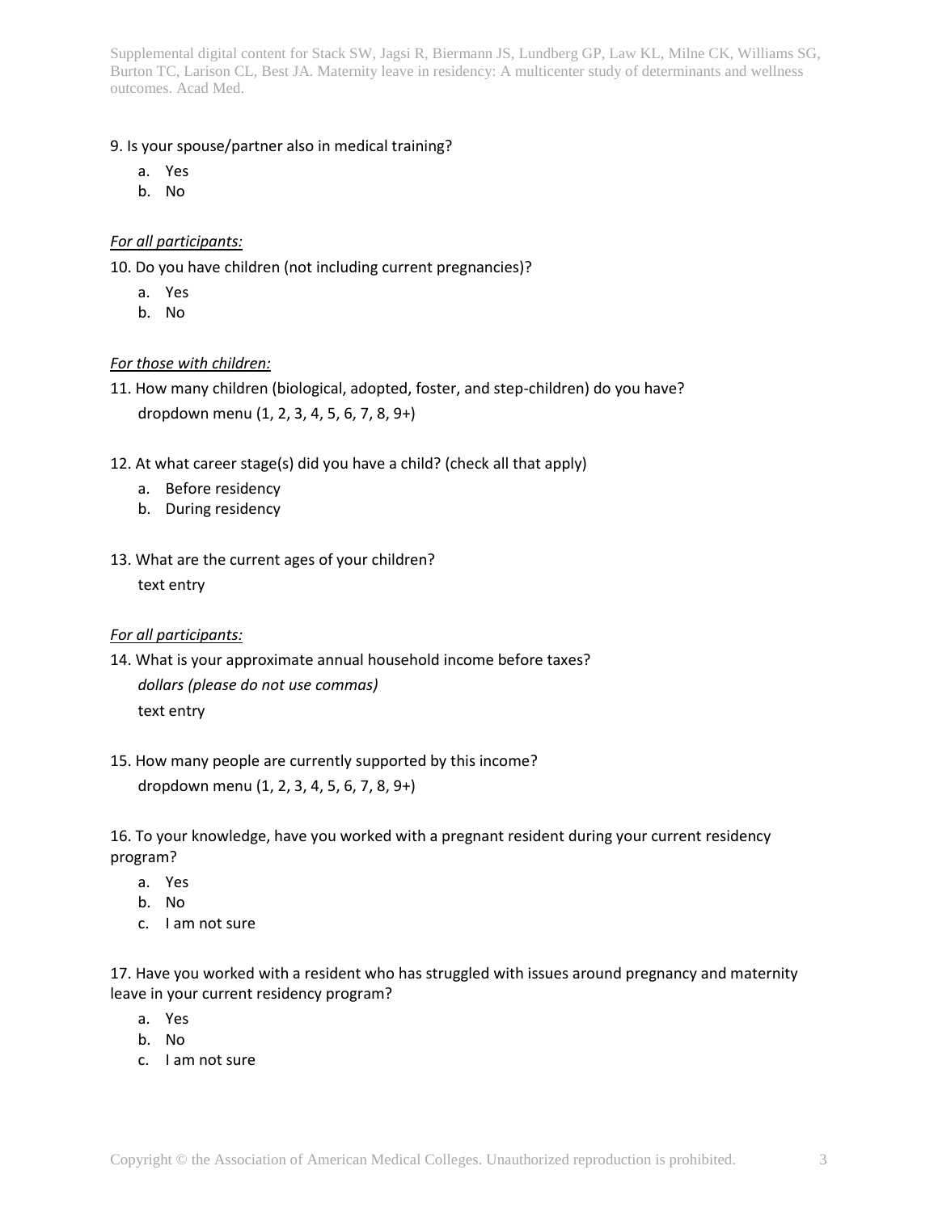9. Is your spouse/partner also in medical training?

a. Yes
b. No

*For all participants:*

10. Do you have children (not including current pregnancies)?

a. Yes
b. No

*For those with children:*

11. How many children (biological, adopted, foster, and step-children) do you have?

dropdown menu (1, 2, 3, 4, 5, 6, 7, 8, 9+)

12. At what career stage(s) did you have a child? (check all that apply)

a. Before residency
b. During residency

13. What are the current ages of your children?

text entry

*For all participants:*

14. What is your approximate annual household income before taxes?

*dollars (please do not use commas)*

text entry

15. How many people are currently supported by this income?

dropdown menu (1, 2, 3, 4, 5, 6, 7, 8, 9+)

16. To your knowledge, have you worked with a pregnant resident during your current residency program?

a. Yes
b. No
c. I am not sure

17. Have you worked with a resident who has struggled with issues around pregnancy and maternity leave in your current residency program?

a. Yes
b. No
c. I am not sure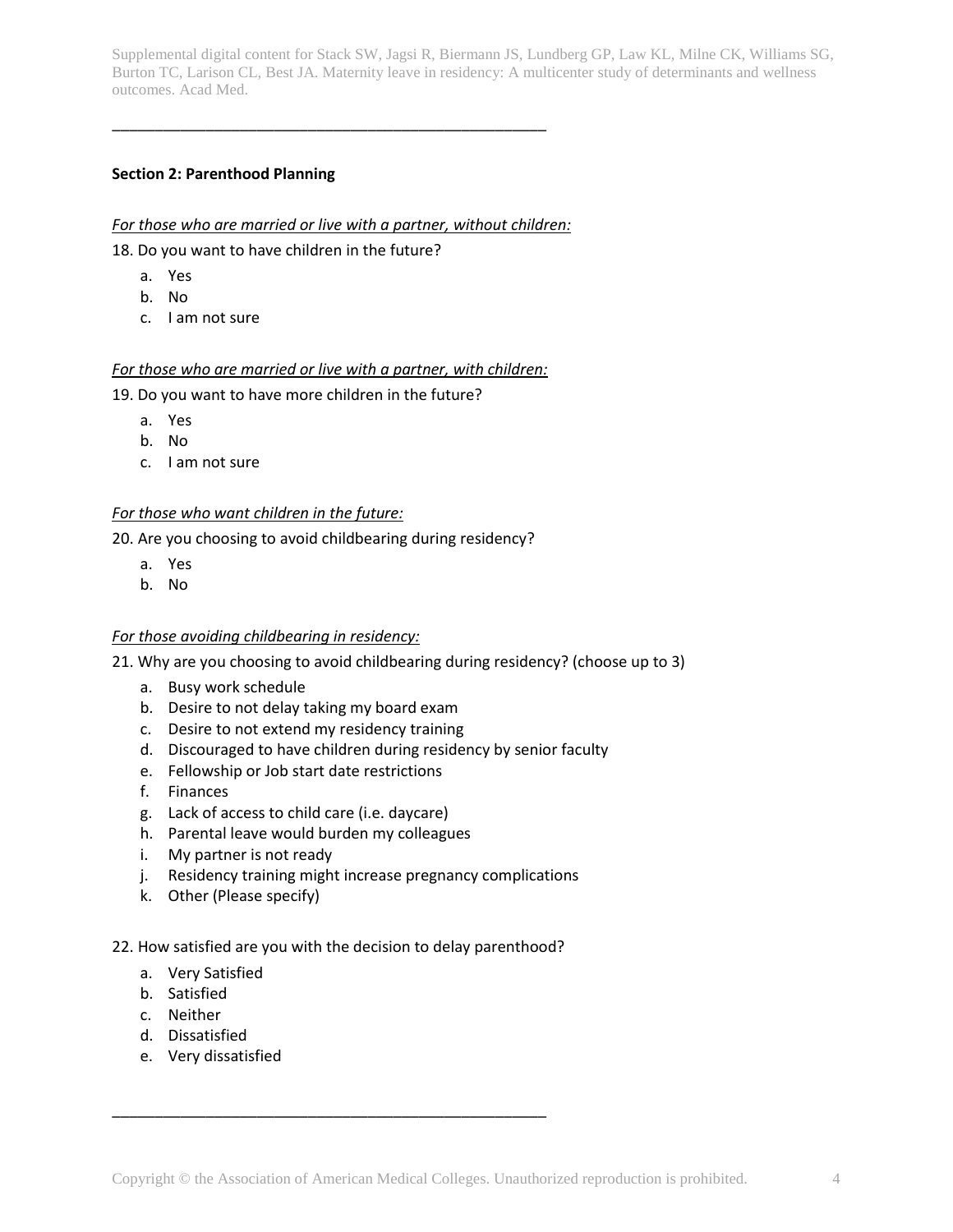---

**Section 2: Parenthood Planning**

*For those who are married or live with a partner, without children:*

18. Do you want to have children in the future?

a. Yes
b. No
c. I am not sure

*For those who are married or live with a partner, with children:*

19. Do you want to have more children in the future?

a. Yes
b. No
c. I am not sure

*For those who want children in the future:*

20. Are you choosing to avoid childbearing during residency?

a. Yes
b. No

*For those avoiding childbearing in residency:*

21. Why are you choosing to avoid childbearing during residency? (choose up to 3)

a. Busy work schedule
b. Desire to not delay taking my board exam
c. Desire to not extend my residency training
d. Discouraged to have children during residency by senior faculty
e. Fellowship or Job start date restrictions
f. Finances
g. Lack of access to child care (i.e. daycare)
h. Parental leave would burden my colleagues
i. My partner is not ready
j. Residency training might increase pregnancy complications
k. Other (Please specify)

22. How satisfied are you with the decision to delay parenthood?

a. Very Satisfied
b. Satisfied
c. Neither
d. Dissatisfied
e. Very dissatisfied

---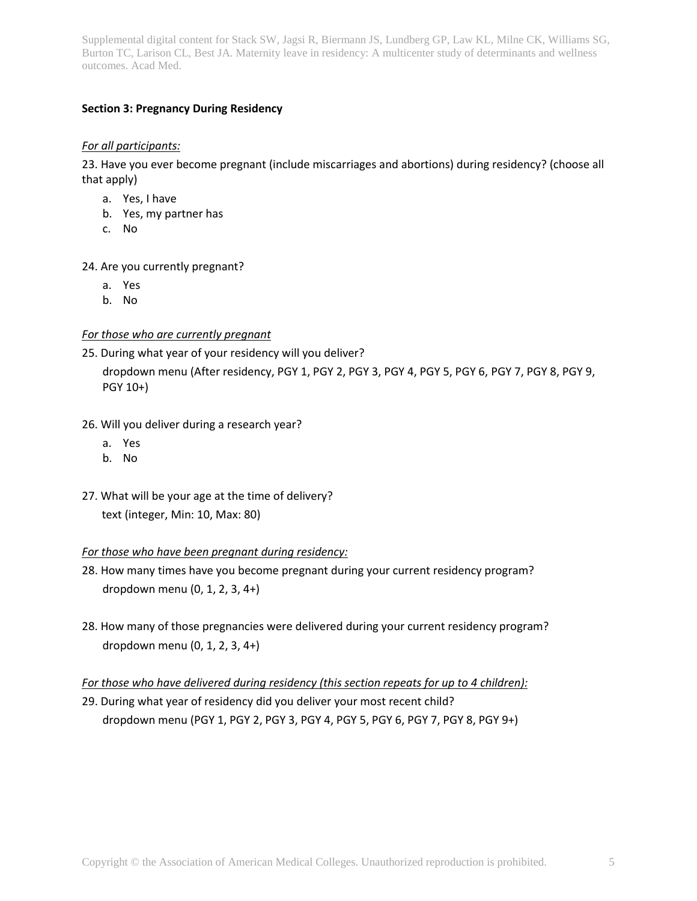**Section 3: Pregnancy During Residency**

*For all participants:*

23. Have you ever become pregnant (include miscarriages and abortions) during residency? (choose all that apply)

   a. Yes, I have
   b. Yes, my partner has
   c. No

24. Are you currently pregnant?

   a. Yes
   b. No

*For those who are currently pregnant*

25. During what year of your residency will you deliver?

   dropdown menu (After residency, PGY 1, PGY 2, PGY 3, PGY 4, PGY 5, PGY 6, PGY 7, PGY 8, PGY 9, PGY 10+)

26. Will you deliver during a research year?

   a. Yes
   b. No

27. What will be your age at the time of delivery?

   text (integer, Min: 10, Max: 80)

*For those who have been pregnant during residency:*

28. How many times have you become pregnant during your current residency program?

   dropdown menu (0, 1, 2, 3, 4+)

28. How many of those pregnancies were delivered during your current residency program?

   dropdown menu (0, 1, 2, 3, 4+)

*For those who have delivered during residency (this section repeats for up to 4 children):*

29. During what year of residency did you deliver your most recent child?

   dropdown menu (PGY 1, PGY 2, PGY 3, PGY 4, PGY 5, PGY 6, PGY 7, PGY 8, PGY 9+)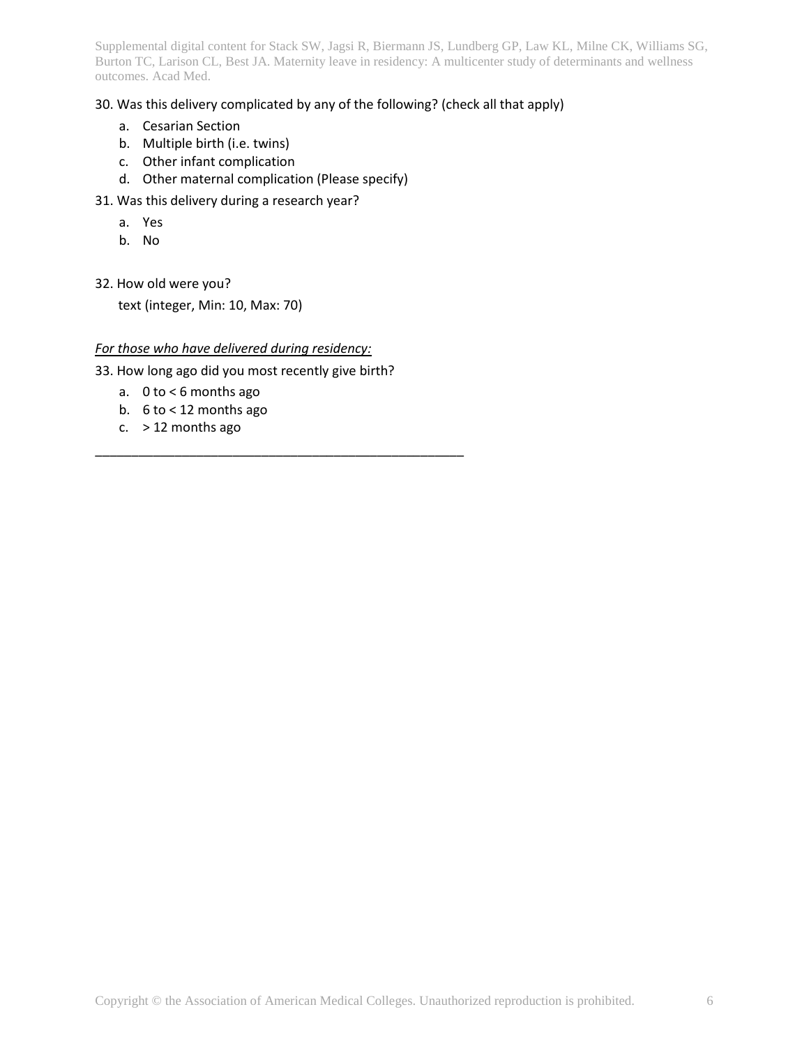30. Was this delivery complicated by any of the following? (check all that apply)

   a. Cesarian Section
   b. Multiple birth (i.e. twins)
   c. Other infant complication
   d. Other maternal complication (Please specify)

31. Was this delivery during a research year?

   a. Yes
   b. No

32. How old were you?

   text (integer, Min: 10, Max: 70)

*<u>For those who have delivered during residency:</u>*

33. How long ago did you most recently give birth?

   a. 0 to < 6 months ago
   b. 6 to < 12 months ago
   c. > 12 months ago

---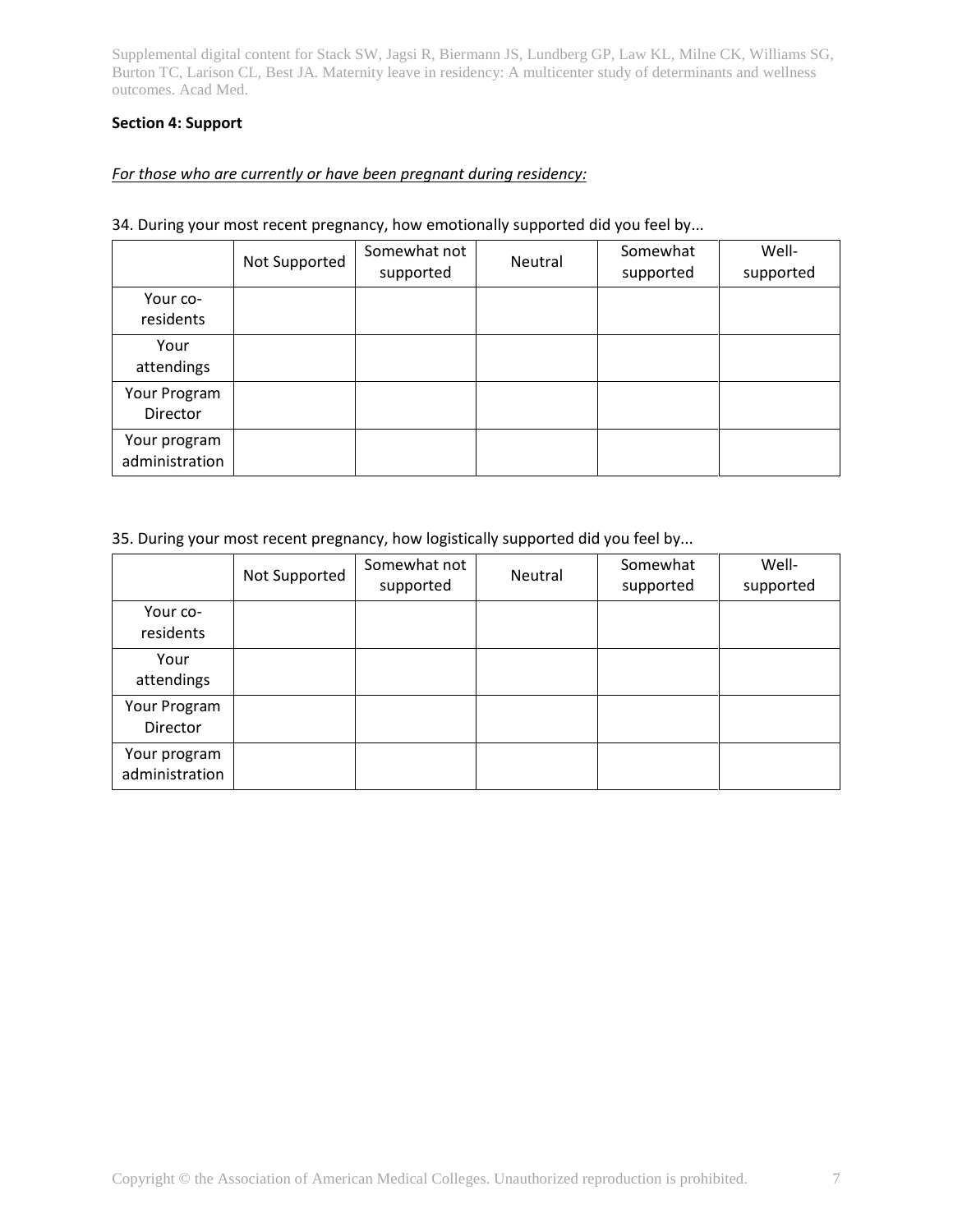**Section 4: Support**

*For those who are currently or have been pregnant during residency:*

34. During your most recent pregnancy, how emotionally supported did you feel by...

| | Not Supported | Somewhat not supported | Neutral | Somewhat supported | Well-supported |
|---|---|---|---|---|---|
| Your co-residents | | | | | |
| Your attendings | | | | | |
| Your Program Director | | | | | |
| Your program administration | | | | | |

35. During your most recent pregnancy, how logistically supported did you feel by...

| | Not Supported | Somewhat not supported | Neutral | Somewhat supported | Well-supported |
|---|---|---|---|---|---|
| Your co-residents | | | | | |
| Your attendings | | | | | |
| Your Program Director | | | | | |
| Your program administration | | | | | |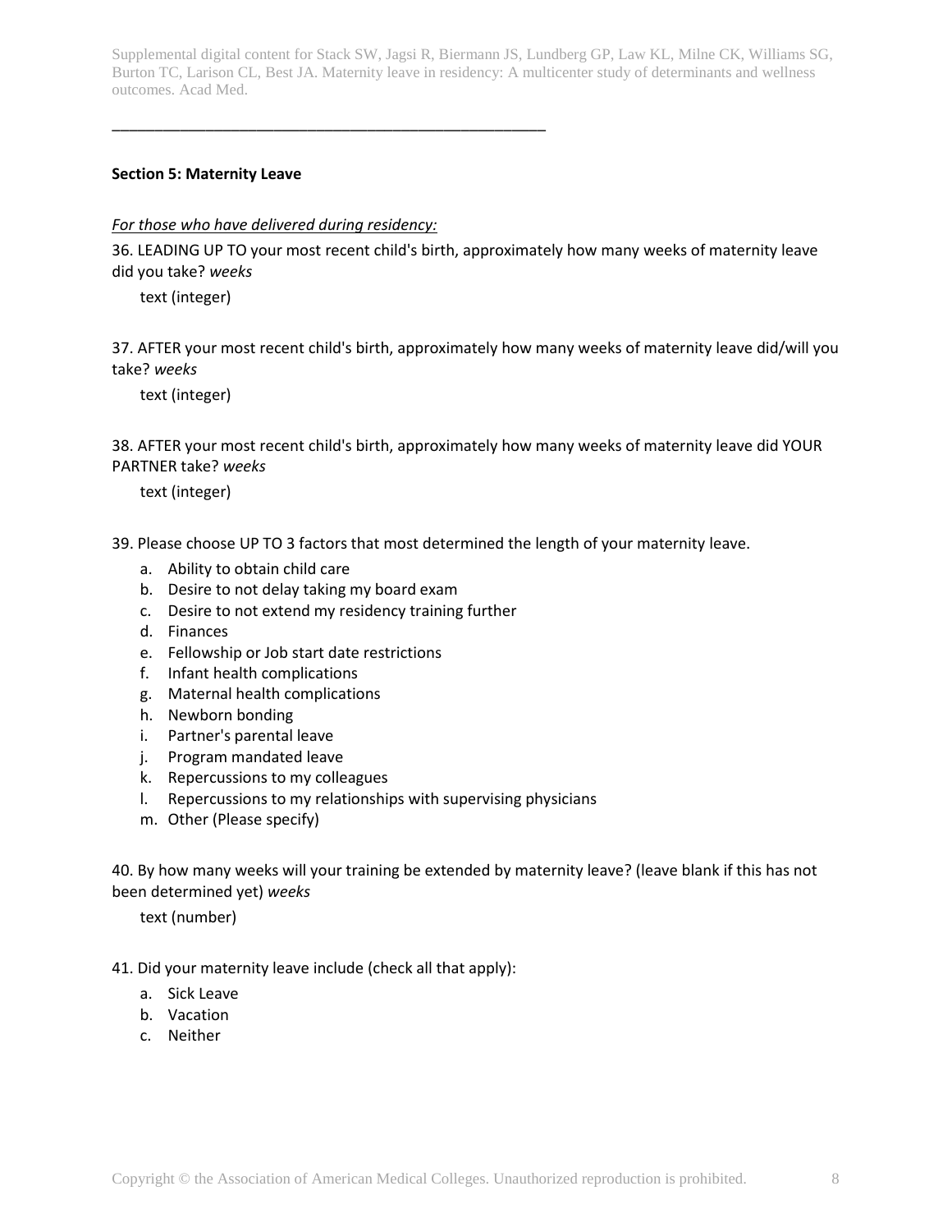**Section 5: Maternity Leave**

*For those who have delivered during residency:*

36. LEADING UP TO your most recent child's birth, approximately how many weeks of maternity leave did you take? *weeks*

    text (integer)

37. AFTER your most recent child's birth, approximately how many weeks of maternity leave did/will you take? *weeks*

    text (integer)

38. AFTER your most recent child's birth, approximately how many weeks of maternity leave did YOUR PARTNER take? *weeks*

    text (integer)

39. Please choose UP TO 3 factors that most determined the length of your maternity leave.

    a. Ability to obtain child care
    b. Desire to not delay taking my board exam
    c. Desire to not extend my residency training further
    d. Finances
    e. Fellowship or Job start date restrictions
    f. Infant health complications
    g. Maternal health complications
    h. Newborn bonding
    i. Partner's parental leave
    j. Program mandated leave
    k. Repercussions to my colleagues
    l. Repercussions to my relationships with supervising physicians
    m. Other (Please specify)

40. By how many weeks will your training be extended by maternity leave? (leave blank if this has not been determined yet) *weeks*

    text (number)

41. Did your maternity leave include (check all that apply):

    a. Sick Leave
    b. Vacation
    c. Neither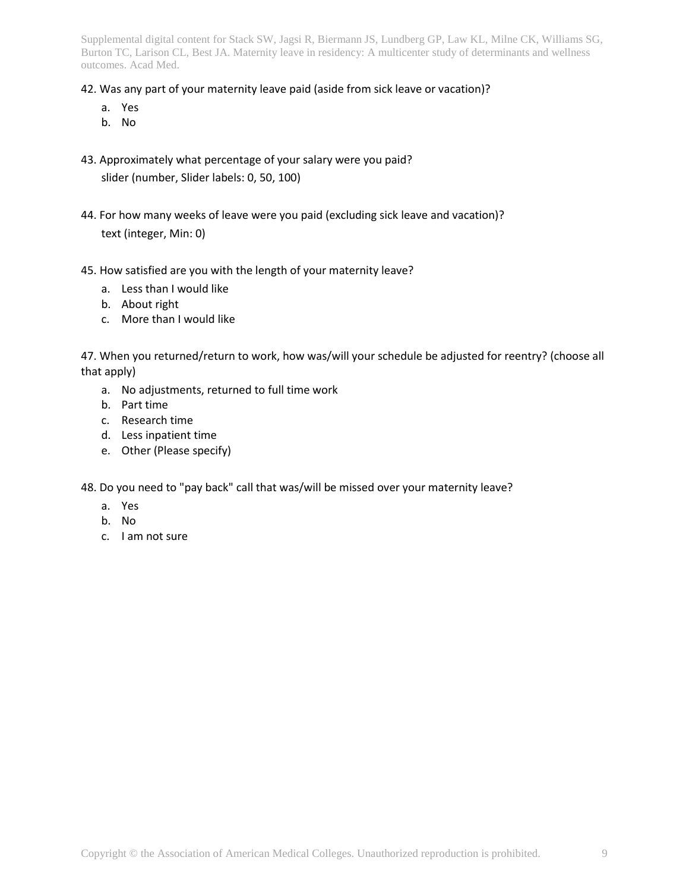42. Was any part of your maternity leave paid (aside from sick leave or vacation)?

   a. Yes
   b. No

43. Approximately what percentage of your salary were you paid?

   slider (number, Slider labels: 0, 50, 100)

44. For how many weeks of leave were you paid (excluding sick leave and vacation)?

   text (integer, Min: 0)

45. How satisfied are you with the length of your maternity leave?

   a. Less than I would like
   b. About right
   c. More than I would like

47. When you returned/return to work, how was/will your schedule be adjusted for reentry? (choose all that apply)

   a. No adjustments, returned to full time work
   b. Part time
   c. Research time
   d. Less inpatient time
   e. Other (Please specify)

48. Do you need to "pay back" call that was/will be missed over your maternity leave?

   a. Yes
   b. No
   c. I am not sure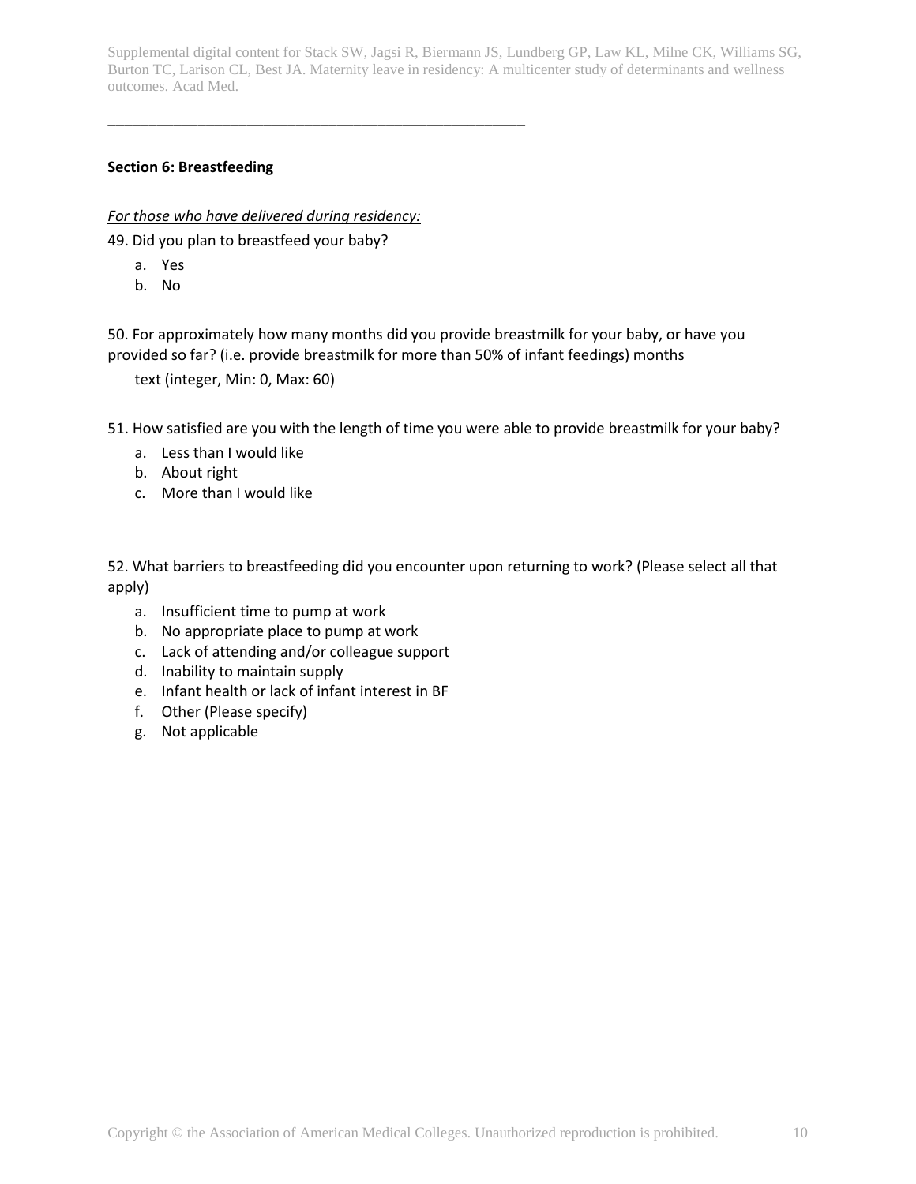**Section 6: Breastfeeding**

*For those who have delivered during residency:*

49. Did you plan to breastfeed your baby?

   a. Yes
   b. No

50. For approximately how many months did you provide breastmilk for your baby, or have you provided so far? (i.e. provide breastmilk for more than 50% of infant feedings) months

   text (integer, Min: 0, Max: 60)

51. How satisfied are you with the length of time you were able to provide breastmilk for your baby?

   a. Less than I would like
   b. About right
   c. More than I would like

52. What barriers to breastfeeding did you encounter upon returning to work? (Please select all that apply)

   a. Insufficient time to pump at work
   b. No appropriate place to pump at work
   c. Lack of attending and/or colleague support
   d. Inability to maintain supply
   e. Infant health or lack of infant interest in BF
   f. Other (Please specify)
   g. Not applicable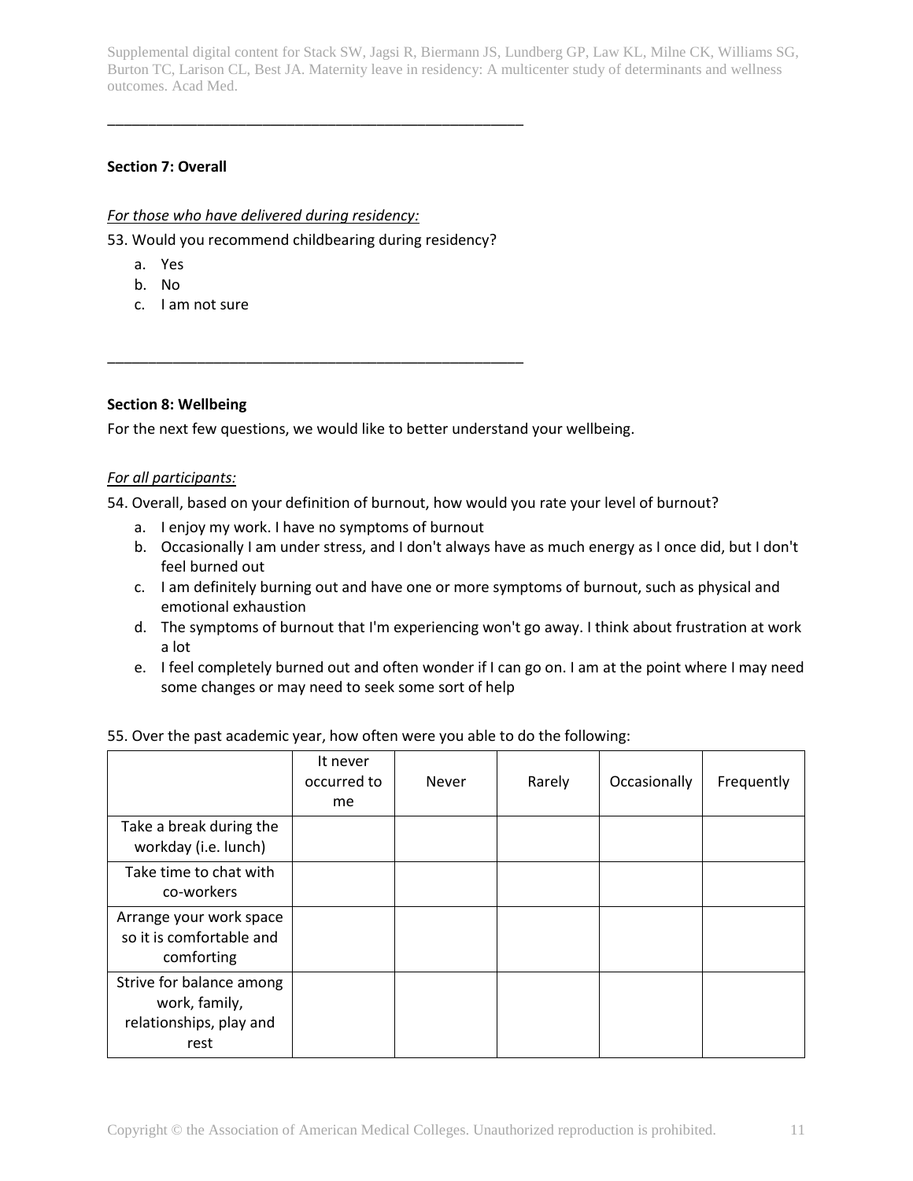---

**Section 7: Overall**

*For those who have delivered during residency:*

53. Would you recommend childbearing during residency?

a. Yes
b. No
c. I am not sure

---

**Section 8: Wellbeing**

For the next few questions, we would like to better understand your wellbeing.

*For all participants:*

54. Overall, based on your definition of burnout, how would you rate your level of burnout?

a. I enjoy my work. I have no symptoms of burnout
b. Occasionally I am under stress, and I don't always have as much energy as I once did, but I don't feel burned out
c. I am definitely burning out and have one or more symptoms of burnout, such as physical and emotional exhaustion
d. The symptoms of burnout that I'm experiencing won't go away. I think about frustration at work a lot
e. I feel completely burned out and often wonder if I can go on. I am at the point where I may need some changes or may need to seek some sort of help

55. Over the past academic year, how often were you able to do the following:

| | It never occurred to me | Never | Rarely | Occasionally | Frequently |
|---|---|---|---|---|---|
| Take a break during the workday (i.e. lunch) | | | | | |
| Take time to chat with co-workers | | | | | |
| Arrange your work space so it is comfortable and comforting | | | | | |
| Strive for balance among work, family, relationships, play and rest | | | | | |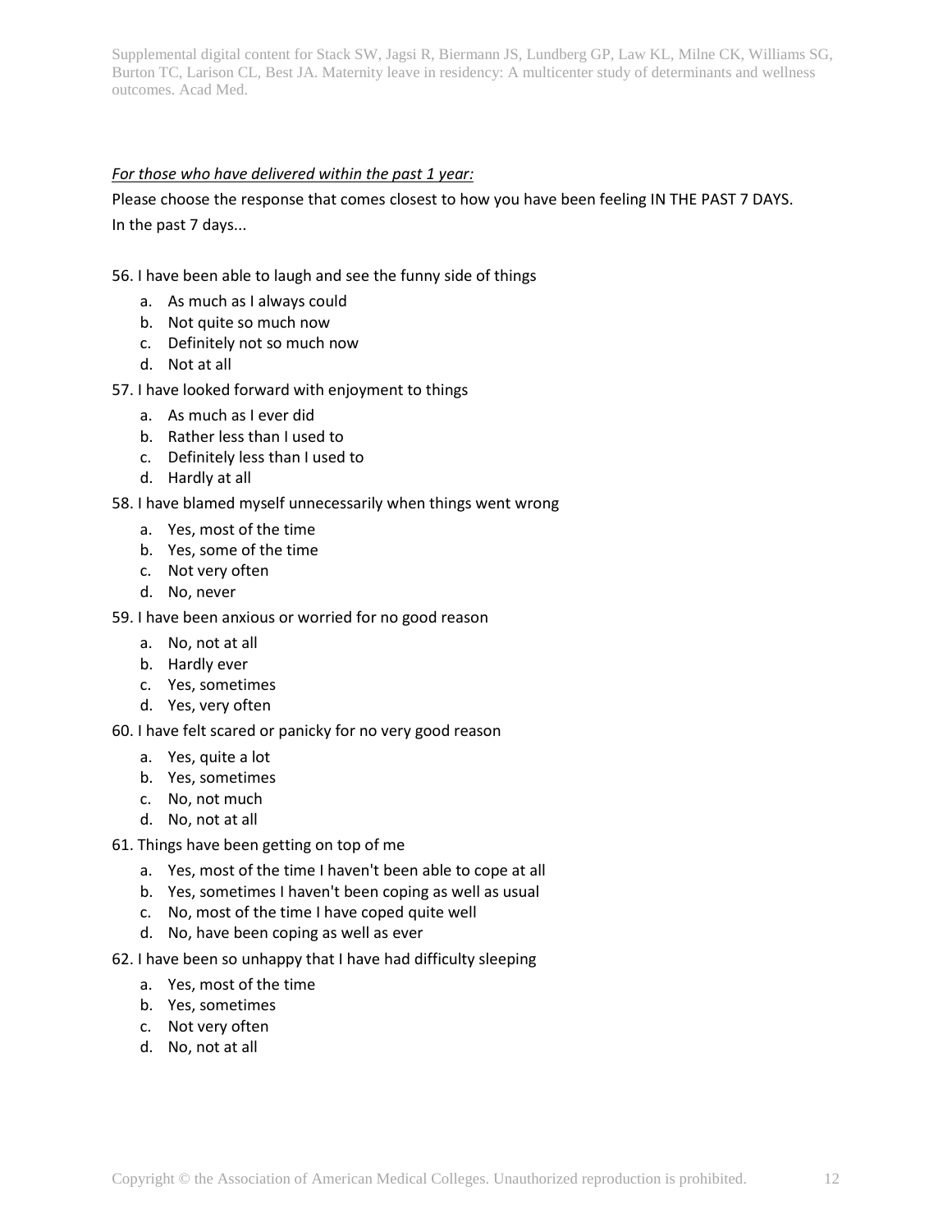*For those who have delivered within the past 1 year:*

Please choose the response that comes closest to how you have been feeling IN THE PAST 7 DAYS.

In the past 7 days...

56. I have been able to laugh and see the funny side of things
    a. As much as I always could
    b. Not quite so much now
    c. Definitely not so much now
    d. Not at all

57. I have looked forward with enjoyment to things
    a. As much as I ever did
    b. Rather less than I used to
    c. Definitely less than I used to
    d. Hardly at all

58. I have blamed myself unnecessarily when things went wrong
    a. Yes, most of the time
    b. Yes, some of the time
    c. Not very often
    d. No, never

59. I have been anxious or worried for no good reason
    a. No, not at all
    b. Hardly ever
    c. Yes, sometimes
    d. Yes, very often

60. I have felt scared or panicky for no very good reason
    a. Yes, quite a lot
    b. Yes, sometimes
    c. No, not much
    d. No, not at all

61. Things have been getting on top of me
    a. Yes, most of the time I haven't been able to cope at all
    b. Yes, sometimes I haven't been coping as well as usual
    c. No, most of the time I have coped quite well
    d. No, have been coping as well as ever

62. I have been so unhappy that I have had difficulty sleeping
    a. Yes, most of the time
    b. Yes, sometimes
    c. Not very often
    d. No, not at all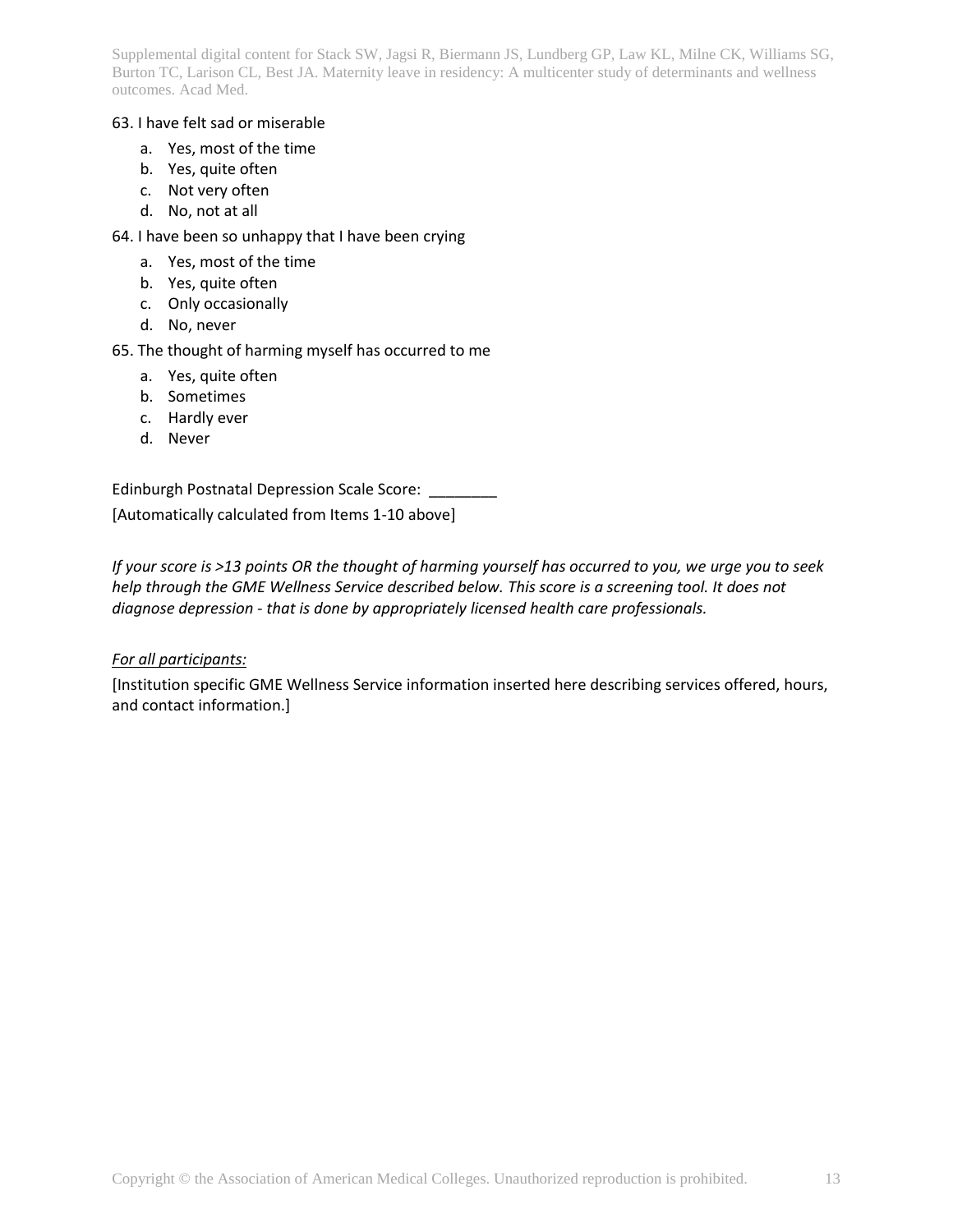63. I have felt sad or miserable

   a. Yes, most of the time
   b. Yes, quite often
   c. Not very often
   d. No, not at all

64. I have been so unhappy that I have been crying

   a. Yes, most of the time
   b. Yes, quite often
   c. Only occasionally
   d. No, never

65. The thought of harming myself has occurred to me

   a. Yes, quite often
   b. Sometimes
   c. Hardly ever
   d. Never

Edinburgh Postnatal Depression Scale Score: ________

[Automatically calculated from Items 1-10 above]

*If your score is >13 points OR the thought of harming yourself has occurred to you, we urge you to seek help through the GME Wellness Service described below. This score is a screening tool. It does not diagnose depression - that is done by appropriately licensed health care professionals.*

*For all participants:*

[Institution specific GME Wellness Service information inserted here describing services offered, hours, and contact information.]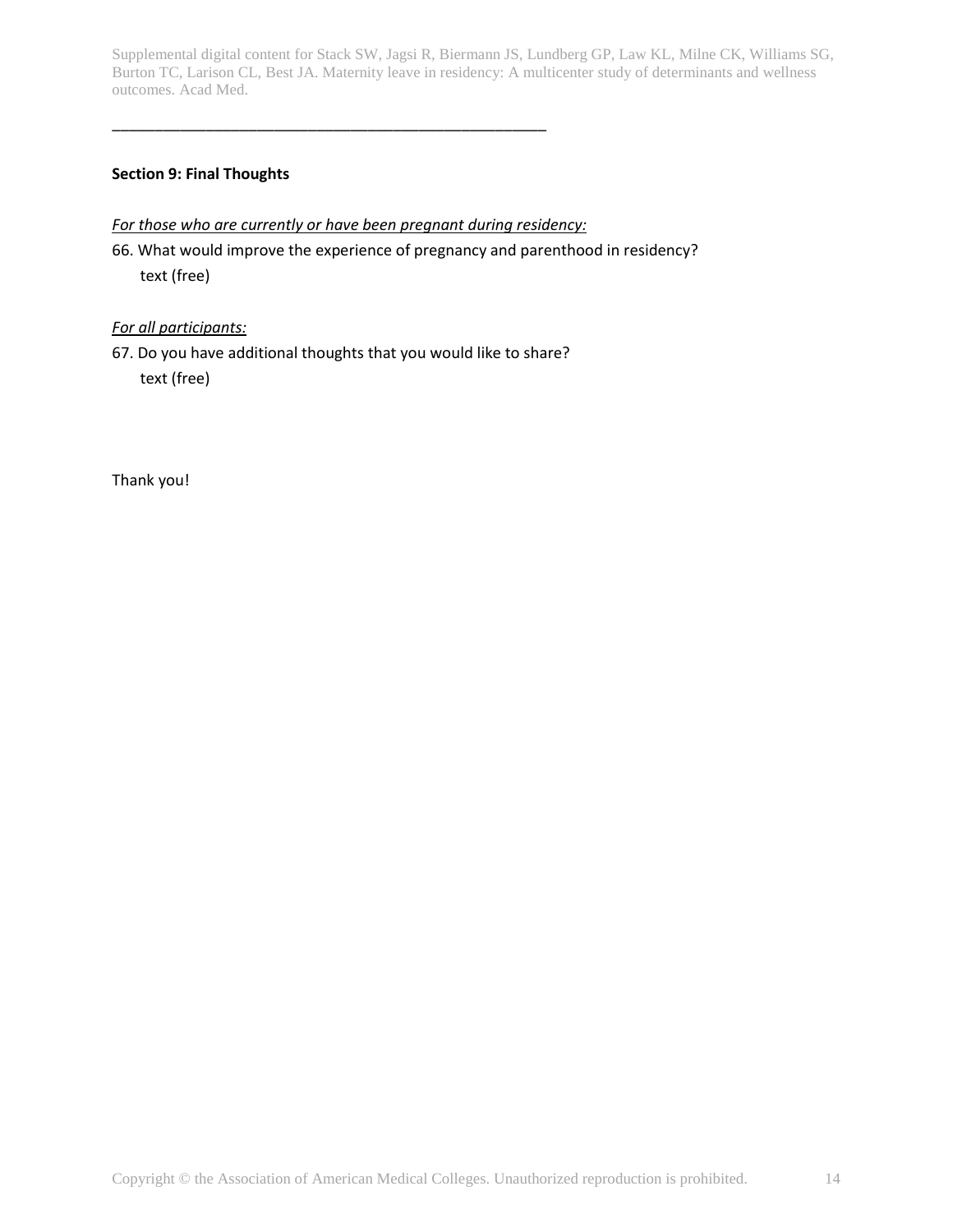______________________________________________________

**Section 9: Final Thoughts**

*For those who are currently or have been pregnant during residency:*

66. What would improve the experience of pregnancy and parenthood in residency?
    text (free)

*For all participants:*

67. Do you have additional thoughts that you would like to share?
    text (free)

Thank you!